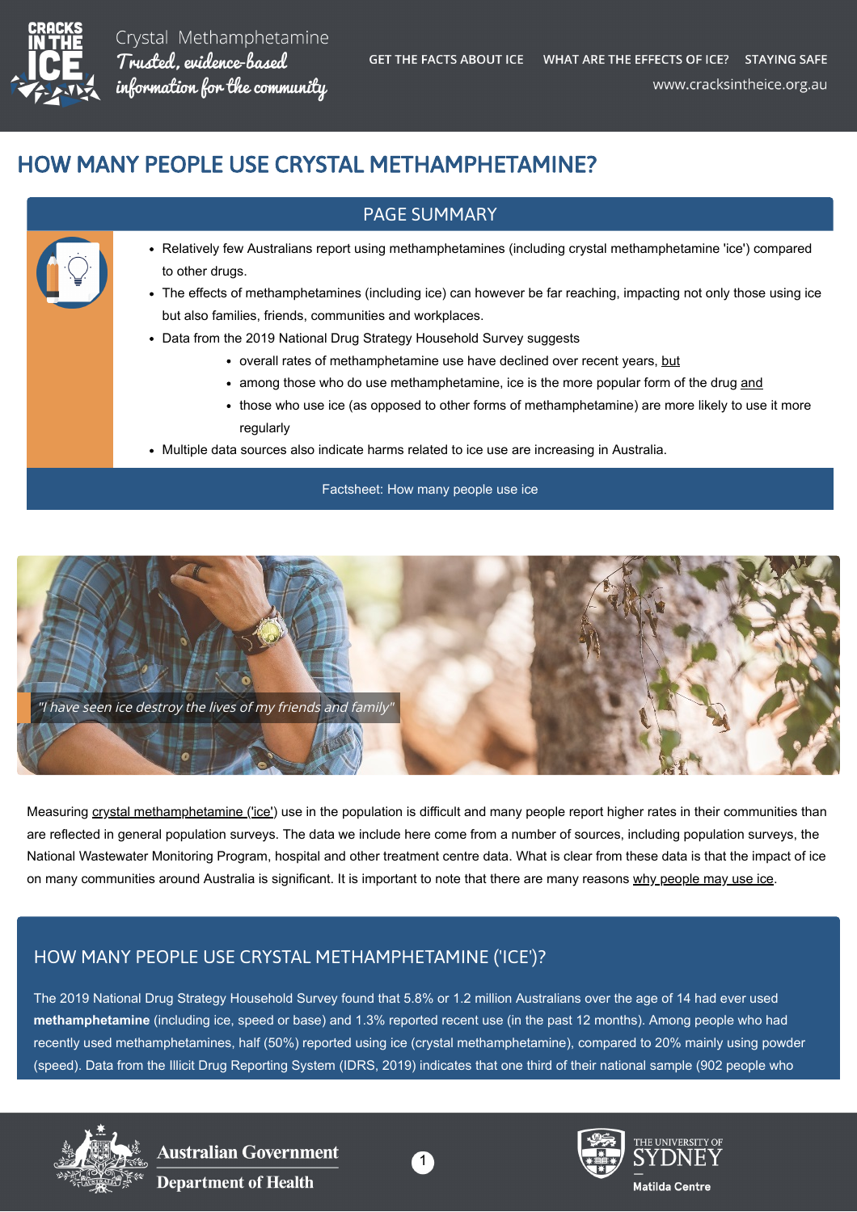# HOW MANY PEOPLE USE CRYSTAL METHAMPHETAMINE?

## PAGE SUMMARY

- Relatively few Australians report using methamphetamines (including crystal methamphetamine 'ice') compared to other drugs.
- The effects of methamphetamines (including ice) can however be far reaching, impacting not only those using ice but also families, friends, communities and workplaces.
- Data from the 2019 National Drug Strategy Household Survey suggests
  - overall rates of methamphetamine use have declined over recent years, but
  - among those who do use methamphetamine, ice is the more popular form of the drug and
  - those who use ice (as opposed to other forms of methamphetamine) are more likely to use it more regularly
- Multiple data sources also indicate harms related to ice use are increasing in Australia.

Factsheet: How many people use ice

*"I have seen ice destroy the lives of my friends and family"*

Measuring crystal methamphetamine ('ice') use in the population is difficult and many people report higher rates in their communities than are reflected in general population surveys. The data we include here come from a number of sources, including population surveys, the National Wastewater Monitoring Program, hospital and other treatment centre data. What is clear from these data is that the impact of ice on many communities around Australia is significant. It is important to note that there are many reasons why people may use ice.

## HOW MANY PEOPLE USE CRYSTAL METHAMPHETAMINE ('ICE')?

The 2019 National Drug Strategy Household Survey found that 5.8% or 1.2 million Australians over the age of 14 had ever used **methamphetamine** (including ice, speed or base) and 1.3% reported recent use (in the past 12 months). Among people who had recently used methamphetamines, half (50%) reported using ice (crystal methamphetamine), compared to 20% mainly using powder (speed). Data from the Illicit Drug Reporting System (IDRS, 2019) indicates that one third of their national sample (902 people who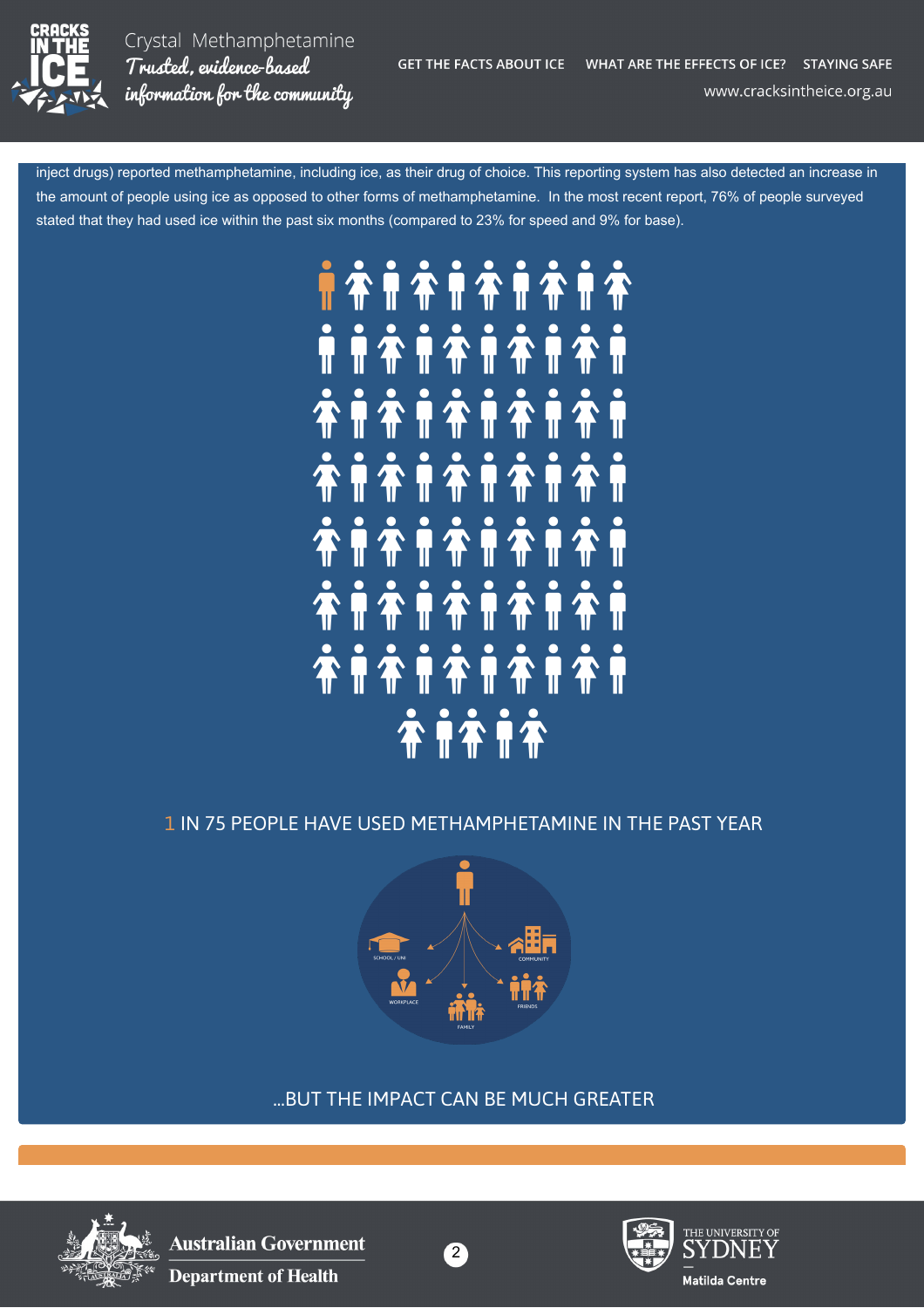inject drugs) reported methamphetamine, including ice, as their drug of choice. This reporting system has also detected an increase in the amount of people using ice as opposed to other forms of methamphetamine. In the most recent report, 76% of people surveyed stated that they had used ice within the past six months (compared to 23% for speed and 9% for base).

1 IN 75 PEOPLE HAVE USED METHAMPHETAMINE IN THE PAST YEAR

SCHOOL / UNI

COMMUNITY

WORKPLACE

FRIENDS

FAMILY

...BUT THE IMPACT CAN BE MUCH GREATER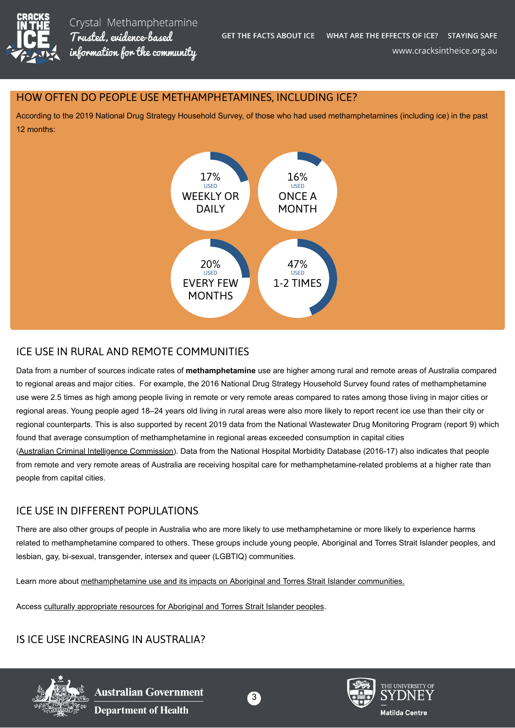## HOW OFTEN DO PEOPLE USE METHAMPHETAMINES, INCLUDING ICE?

According to the 2019 National Drug Strategy Household Survey, of those who had used methamphetamines (including ice) in the past 12 months:

- 17% USED WEEKLY OR DAILY
- 16% USED ONCE A MONTH
- 20% USED EVERY FEW MONTHS
- 47% USED 1-2 TIMES

## ICE USE IN RURAL AND REMOTE COMMUNITIES

Data from a number of sources indicate rates of **methamphetamine** use are higher among rural and remote areas of Australia compared to regional areas and major cities. For example, the 2016 National Drug Strategy Household Survey found rates of methamphetamine use were 2.5 times as high among people living in remote or very remote areas compared to rates among those living in major cities or regional areas. Young people aged 18–24 years old living in rural areas were also more likely to report recent ice use than their city or regional counterparts. This is also supported by recent 2019 data from the National Wastewater Drug Monitoring Program (report 9) which found that average consumption of methamphetamine in regional areas exceeded consumption in capital cities (Australian Criminal Intelligence Commission). Data from the National Hospital Morbidity Database (2016-17) also indicates that people from remote and very remote areas of Australia are receiving hospital care for methamphetamine-related problems at a higher rate than people from capital cities.

## ICE USE IN DIFFERENT POPULATIONS

There are also other groups of people in Australia who are more likely to use methamphetamine or more likely to experience harms related to methamphetamine compared to others. These groups include young people, Aboriginal and Torres Strait Islander peoples, and lesbian, gay, bi-sexual, transgender, intersex and queer (LGBTIQ) communities.

Learn more about methamphetamine use and its impacts on Aboriginal and Torres Strait Islander communities.

Access culturally appropriate resources for Aboriginal and Torres Strait Islander peoples.

## IS ICE USE INCREASING IN AUSTRALIA?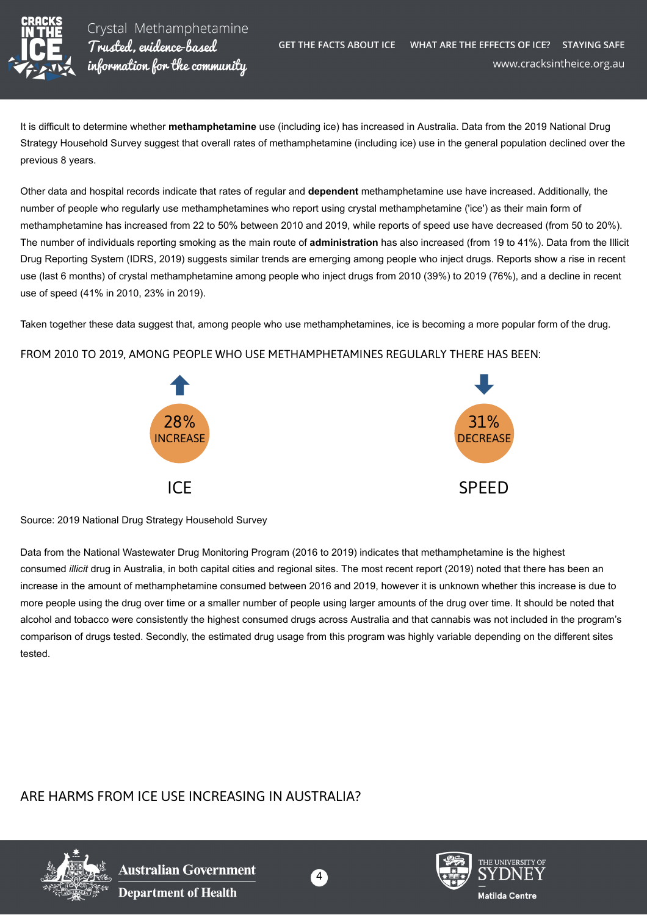It is difficult to determine whether **methamphetamine** use (including ice) has increased in Australia. Data from the 2019 National Drug Strategy Household Survey suggest that overall rates of methamphetamine (including ice) use in the general population declined over the previous 8 years.

Other data and hospital records indicate that rates of regular and **dependent** methamphetamine use have increased. Additionally, the number of people who regularly use methamphetamines who report using crystal methamphetamine ('ice') as their main form of methamphetamine has increased from 22 to 50% between 2010 and 2019, while reports of speed use have decreased (from 50 to 20%). The number of individuals reporting smoking as the main route of **administration** has also increased (from 19 to 41%). Data from the Illicit Drug Reporting System (IDRS, 2019) suggests similar trends are emerging among people who inject drugs. Reports show a rise in recent use (last 6 months) of crystal methamphetamine among people who inject drugs from 2010 (39%) to 2019 (76%), and a decline in recent use of speed (41% in 2010, 23% in 2019).

Taken together these data suggest that, among people who use methamphetamines, ice is becoming a more popular form of the drug.

FROM 2010 TO 2019, AMONG PEOPLE WHO USE METHAMPHETAMINES REGULARLY THERE HAS BEEN:

| ICE | SPEED |
| --- | --- |
| 28% INCREASE | 31% DECREASE |

Source: 2019 National Drug Strategy Household Survey

Data from the National Wastewater Drug Monitoring Program (2016 to 2019) indicates that methamphetamine is the highest consumed *illicit* drug in Australia, in both capital cities and regional sites. The most recent report (2019) noted that there has been an increase in the amount of methamphetamine consumed between 2016 and 2019, however it is unknown whether this increase is due to more people using the drug over time or a smaller number of people using larger amounts of the drug over time. It should be noted that alcohol and tobacco were consistently the highest consumed drugs across Australia and that cannabis was not included in the program's comparison of drugs tested. Secondly, the estimated drug usage from this program was highly variable depending on the different sites tested.

## ARE HARMS FROM ICE USE INCREASING IN AUSTRALIA?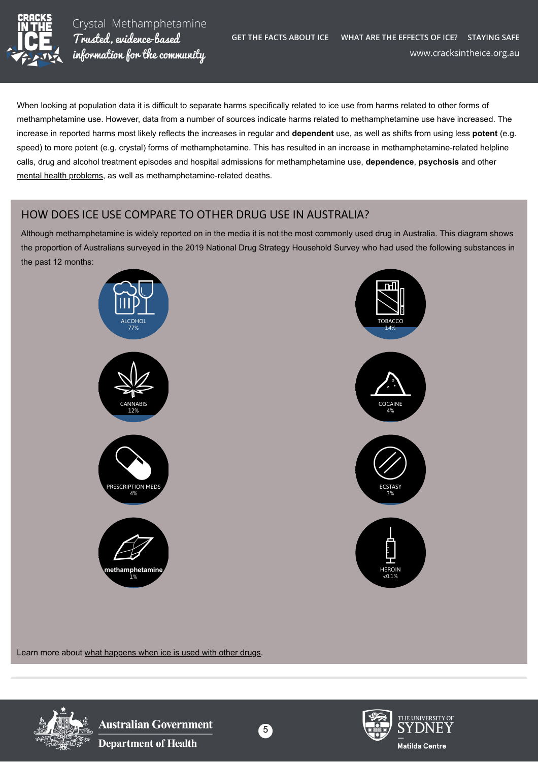When looking at population data it is difficult to separate harms specifically related to ice use from harms related to other forms of methamphetamine use. However, data from a number of sources indicate harms related to methamphetamine use have increased. The increase in reported harms most likely reflects the increases in regular and **dependent** use, as well as shifts from using less **potent** (e.g. speed) to more potent (e.g. crystal) forms of methamphetamine. This has resulted in an increase in methamphetamine-related helpline calls, drug and alcohol treatment episodes and hospital admissions for methamphetamine use, **dependence**, **psychosis** and other mental health problems, as well as methamphetamine-related deaths.

## HOW DOES ICE USE COMPARE TO OTHER DRUG USE IN AUSTRALIA?

Although methamphetamine is widely reported on in the media it is not the most commonly used drug in Australia. This diagram shows the proportion of Australians surveyed in the 2019 National Drug Strategy Household Survey who had used the following substances in the past 12 months:

ALCOHOL 77%

TOBACCO 14%

CANNABIS 12%

COCAINE 4%

PRESCRIPTION MEDS 4%

ECSTASY 3%

**methamphetamine** 1%

HEROIN <0.1%

Learn more about what happens when ice is used with other drugs.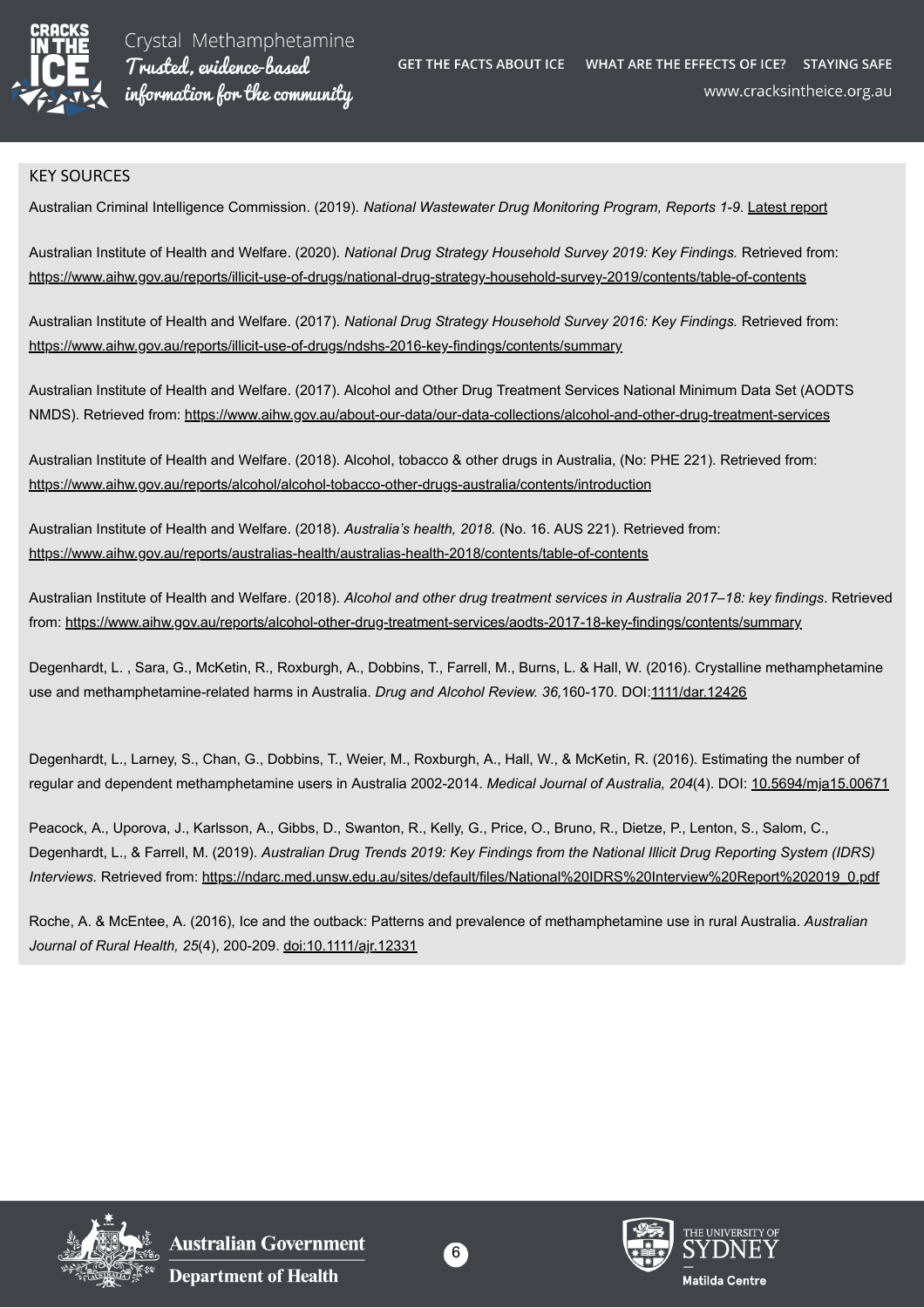## KEY SOURCES

Australian Criminal Intelligence Commission. (2019). *National Wastewater Drug Monitoring Program, Reports 1-9*. Latest report

Australian Institute of Health and Welfare. (2020). *National Drug Strategy Household Survey 2019: Key Findings.* Retrieved from: https://www.aihw.gov.au/reports/illicit-use-of-drugs/national-drug-strategy-household-survey-2019/contents/table-of-contents

Australian Institute of Health and Welfare. (2017). *National Drug Strategy Household Survey 2016: Key Findings.* Retrieved from: https://www.aihw.gov.au/reports/illicit-use-of-drugs/ndshs-2016-key-findings/contents/summary

Australian Institute of Health and Welfare. (2017). Alcohol and Other Drug Treatment Services National Minimum Data Set (AODTS NMDS). Retrieved from: https://www.aihw.gov.au/about-our-data/our-data-collections/alcohol-and-other-drug-treatment-services

Australian Institute of Health and Welfare. (2018). Alcohol, tobacco & other drugs in Australia, (No: PHE 221). Retrieved from: https://www.aihw.gov.au/reports/alcohol/alcohol-tobacco-other-drugs-australia/contents/introduction

Australian Institute of Health and Welfare. (2018). *Australia's health, 2018*. (No. 16. AUS 221). Retrieved from: https://www.aihw.gov.au/reports/australias-health/australias-health-2018/contents/table-of-contents

Australian Institute of Health and Welfare. (2018). *Alcohol and other drug treatment services in Australia 2017–18: key findings*. Retrieved from: https://www.aihw.gov.au/reports/alcohol-other-drug-treatment-services/aodts-2017-18-key-findings/contents/summary

Degenhardt, L. , Sara, G., McKetin, R., Roxburgh, A., Dobbins, T., Farrell, M., Burns, L. & Hall, W. (2016). Crystalline methamphetamine use and methamphetamine-related harms in Australia. *Drug and Alcohol Review. 36,*160-170. DOI:1111/dar.12426

Degenhardt, L., Larney, S., Chan, G., Dobbins, T., Weier, M., Roxburgh, A., Hall, W., & McKetin, R. (2016). Estimating the number of regular and dependent methamphetamine users in Australia 2002-2014. *Medical Journal of Australia, 204*(4). DOI: 10.5694/mja15.00671

Peacock, A., Uporova, J., Karlsson, A., Gibbs, D., Swanton, R., Kelly, G., Price, O., Bruno, R., Dietze, P., Lenton, S., Salom, C., Degenhardt, L., & Farrell, M. (2019). *Australian Drug Trends 2019: Key Findings from the National Illicit Drug Reporting System (IDRS) Interviews.* Retrieved from: https://ndarc.med.unsw.edu.au/sites/default/files/National%20IDRS%20Interview%20Report%202019_0.pdf

Roche, A. & McEntee, A. (2016), Ice and the outback: Patterns and prevalence of methamphetamine use in rural Australia. *Australian Journal of Rural Health, 25*(4), 200-209. doi:10.1111/ajr.12331